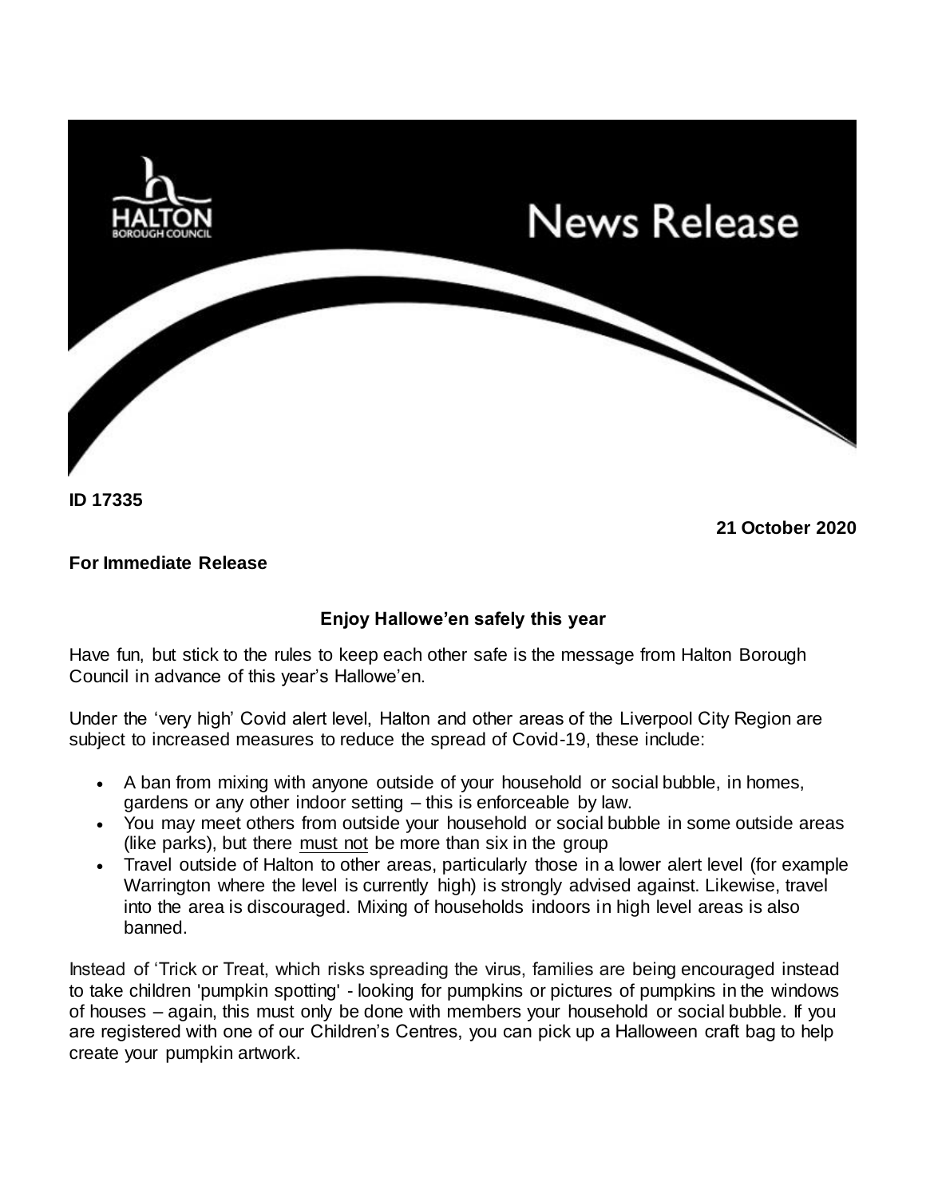HALTON BOROUGH COUNCIL

# News Release

**ID 17335**

**21 October 2020**

**For Immediate Release**

## Enjoy Hallowe'en safely this year

Have fun, but stick to the rules to keep each other safe is the message from Halton Borough Council in advance of this year's Hallowe'en.

Under the 'very high' Covid alert level, Halton and other areas of the Liverpool City Region are subject to increased measures to reduce the spread of Covid-19, these include:

- A ban from mixing with anyone outside of your household or social bubble, in homes, gardens or any other indoor setting – this is enforceable by law.
- You may meet others from outside your household or social bubble in some outside areas (like parks), but there <u>must not</u> be more than six in the group
- Travel outside of Halton to other areas, particularly those in a lower alert level (for example Warrington where the level is currently high) is strongly advised against. Likewise, travel into the area is discouraged. Mixing of households indoors in high level areas is also banned.

Instead of 'Trick or Treat, which risks spreading the virus, families are being encouraged instead to take children 'pumpkin spotting' - looking for pumpkins or pictures of pumpkins in the windows of houses – again, this must only be done with members your household or social bubble. If you are registered with one of our Children's Centres, you can pick up a Halloween craft bag to help create your pumpkin artwork.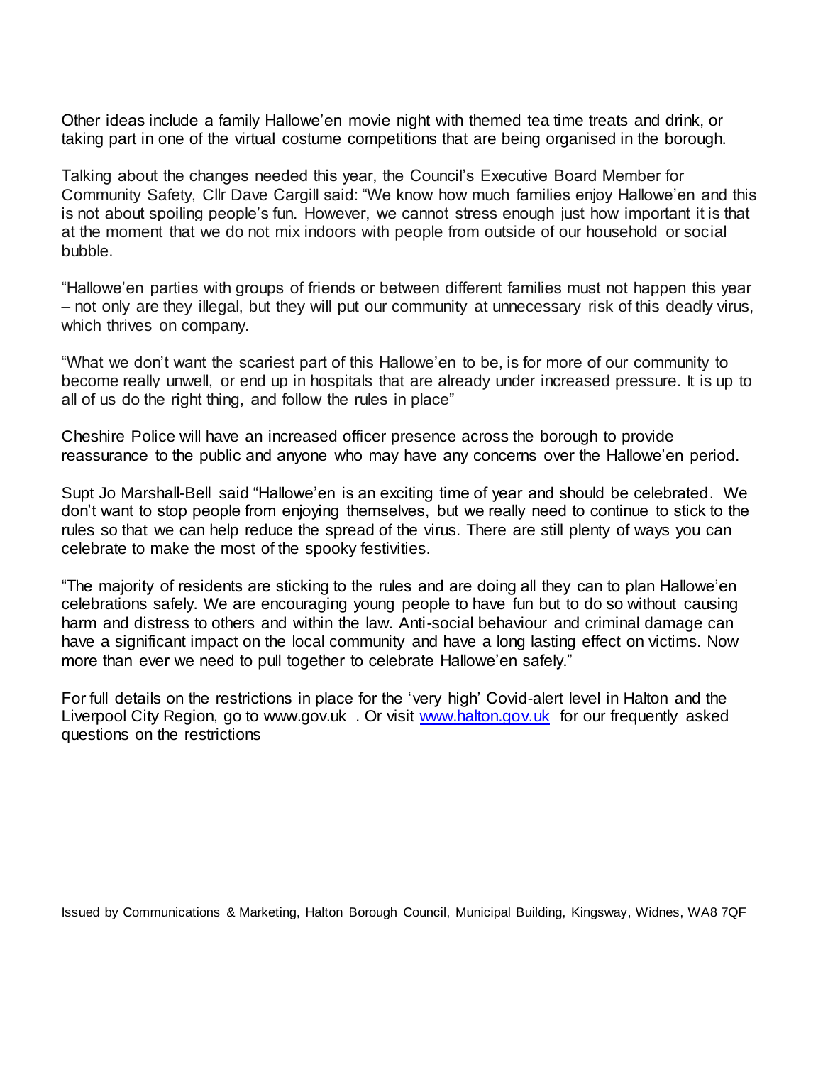Other ideas include a family Hallowe'en movie night with themed tea time treats and drink, or taking part in one of the virtual costume competitions that are being organised in the borough.

Talking about the changes needed this year, the Council's Executive Board Member for Community Safety, Cllr Dave Cargill said: "We know how much families enjoy Hallowe'en and this is not about spoiling people's fun. However, we cannot stress enough just how important it is that at the moment that we do not mix indoors with people from outside of our household or social bubble.

"Hallowe'en parties with groups of friends or between different families must not happen this year – not only are they illegal, but they will put our community at unnecessary risk of this deadly virus, which thrives on company.

"What we don't want the scariest part of this Hallowe'en to be, is for more of our community to become really unwell, or end up in hospitals that are already under increased pressure. It is up to all of us do the right thing, and follow the rules in place"

Cheshire Police will have an increased officer presence across the borough to provide reassurance to the public and anyone who may have any concerns over the Hallowe'en period.

Supt Jo Marshall-Bell said "Hallowe'en is an exciting time of year and should be celebrated. We don't want to stop people from enjoying themselves, but we really need to continue to stick to the rules so that we can help reduce the spread of the virus. There are still plenty of ways you can celebrate to make the most of the spooky festivities.

"The majority of residents are sticking to the rules and are doing all they can to plan Hallowe'en celebrations safely. We are encouraging young people to have fun but to do so without causing harm and distress to others and within the law. Anti-social behaviour and criminal damage can have a significant impact on the local community and have a long lasting effect on victims. Now more than ever we need to pull together to celebrate Hallowe'en safely."

For full details on the restrictions in place for the 'very high' Covid-alert level in Halton and the Liverpool City Region, go to www.gov.uk . Or visit [www.halton.gov.uk](www.halton.gov.uk) for our frequently asked questions on the restrictions

Issued by Communications & Marketing, Halton Borough Council, Municipal Building, Kingsway, Widnes, WA8 7QF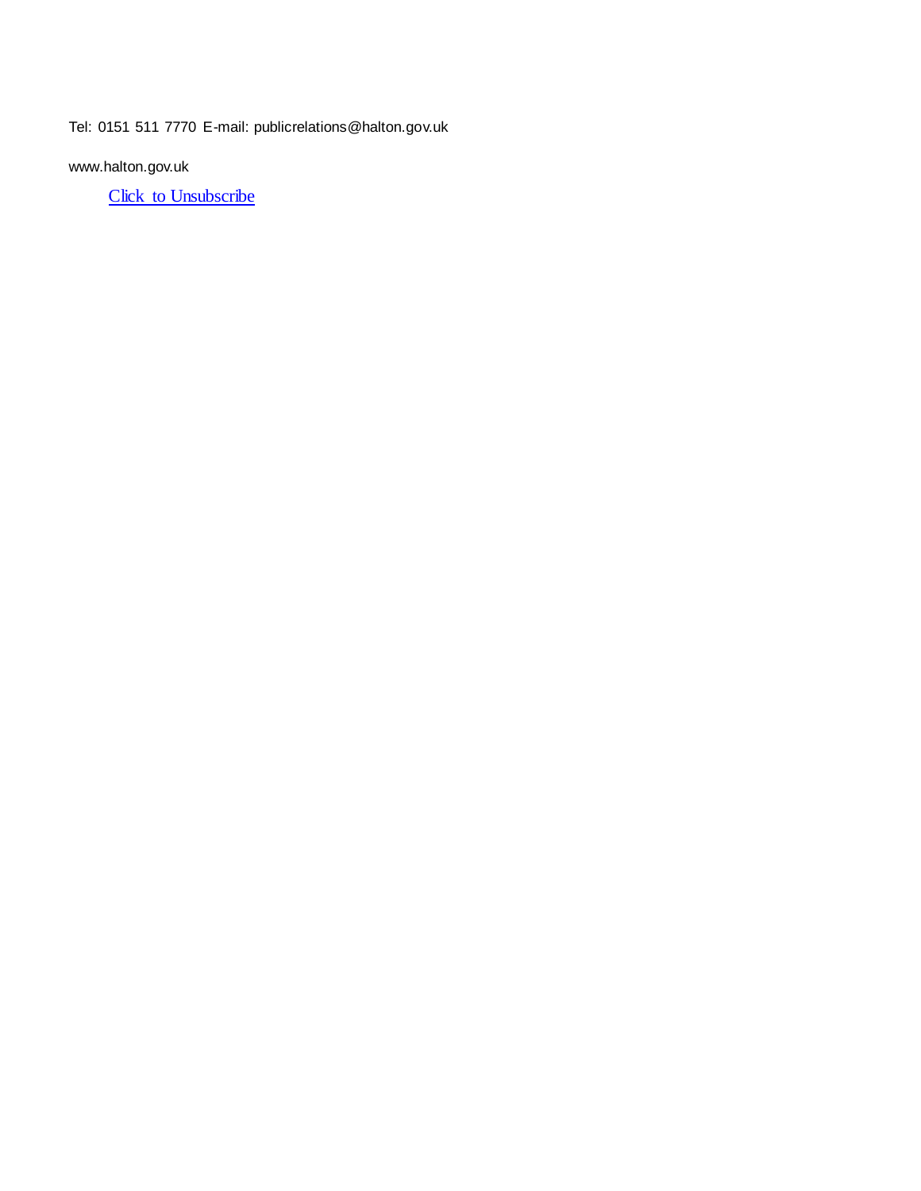Tel: 0151 511 7770 E-mail: publicrelations@halton.gov.uk

www.halton.gov.uk

Click to Unsubscribe